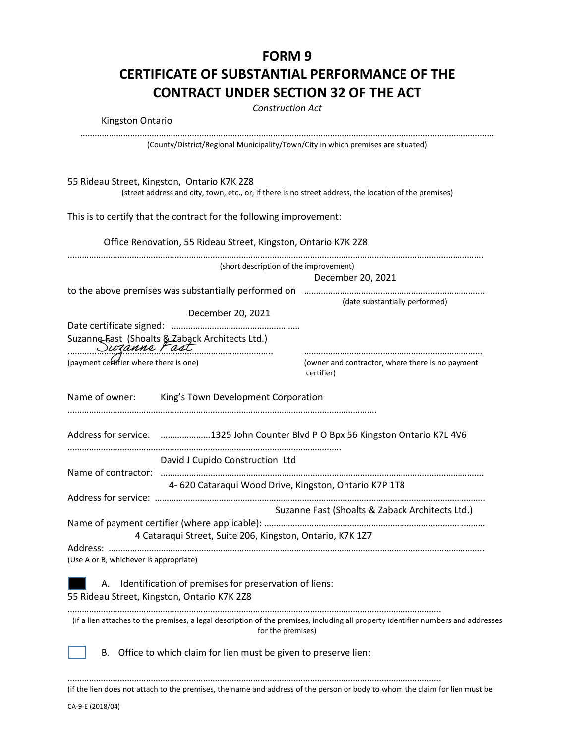# FORM 9
# CERTIFICATE OF SUBSTANTIAL PERFORMANCE OF THE CONTRACT UNDER SECTION 32 OF THE ACT

*Construction Act*

Kingston Ontario

(County/District/Regional Municipality/Town/City in which premises are situated)

55 Rideau Street, Kingston, Ontario K7K 2Z8

(street address and city, town, etc., or, if there is no street address, the location of the premises)

This is to certify that the contract for the following improvement:

Office Renovation, 55 Rideau Street, Kingston, Ontario K7K 2Z8

(short description of the improvement)

to the above premises was substantially performed on December 20, 2021

(date substantially performed)

Date certificate signed: December 20, 2021

Suzanne Fast (Shoalts & Zaback Architects Ltd.)

*Suzanne Fast*

(payment certifier where there is one)

(owner and contractor, where there is no payment certifier)

Name of owner: King's Town Development Corporation

Address for service: 1325 John Counter Blvd P O Bpx 56 Kingston Ontario K7L 4V6

Name of contractor: David J Cupido Construction Ltd

Address for service: 4- 620 Cataraqui Wood Drive, Kingston, Ontario K7P 1T8

Name of payment certifier (where applicable): Suzanne Fast (Shoalts & Zaback Architects Ltd.)

Address: 4 Cataraqui Street, Suite 206, Kingston, Ontario, K7K 1Z7

(Use A or B, whichever is appropriate)

■ A. Identification of premises for preservation of liens:

55 Rideau Street, Kingston, Ontario K7K 2Z8

(if a lien attaches to the premises, a legal description of the premises, including all property identifier numbers and addresses for the premises)

☐ B. Office to which claim for lien must be given to preserve lien:

(if the lien does not attach to the premises, the name and address of the person or body to whom the claim for lien must be

CA-9-E (2018/04)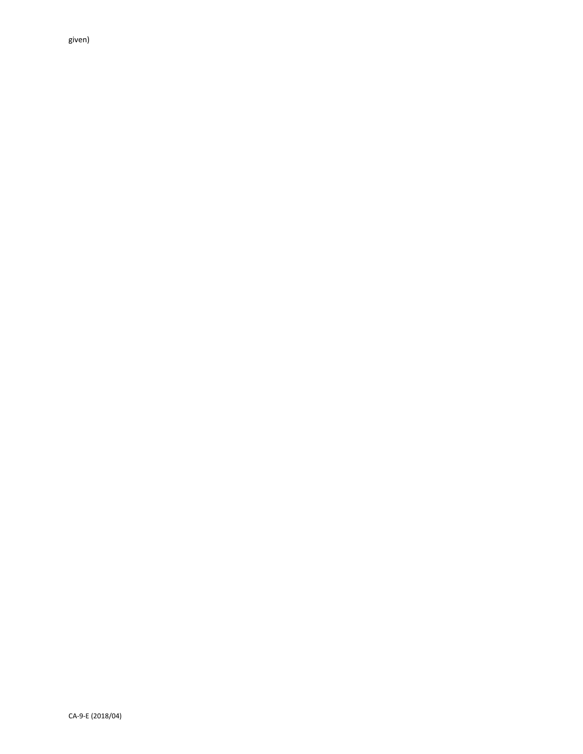given)